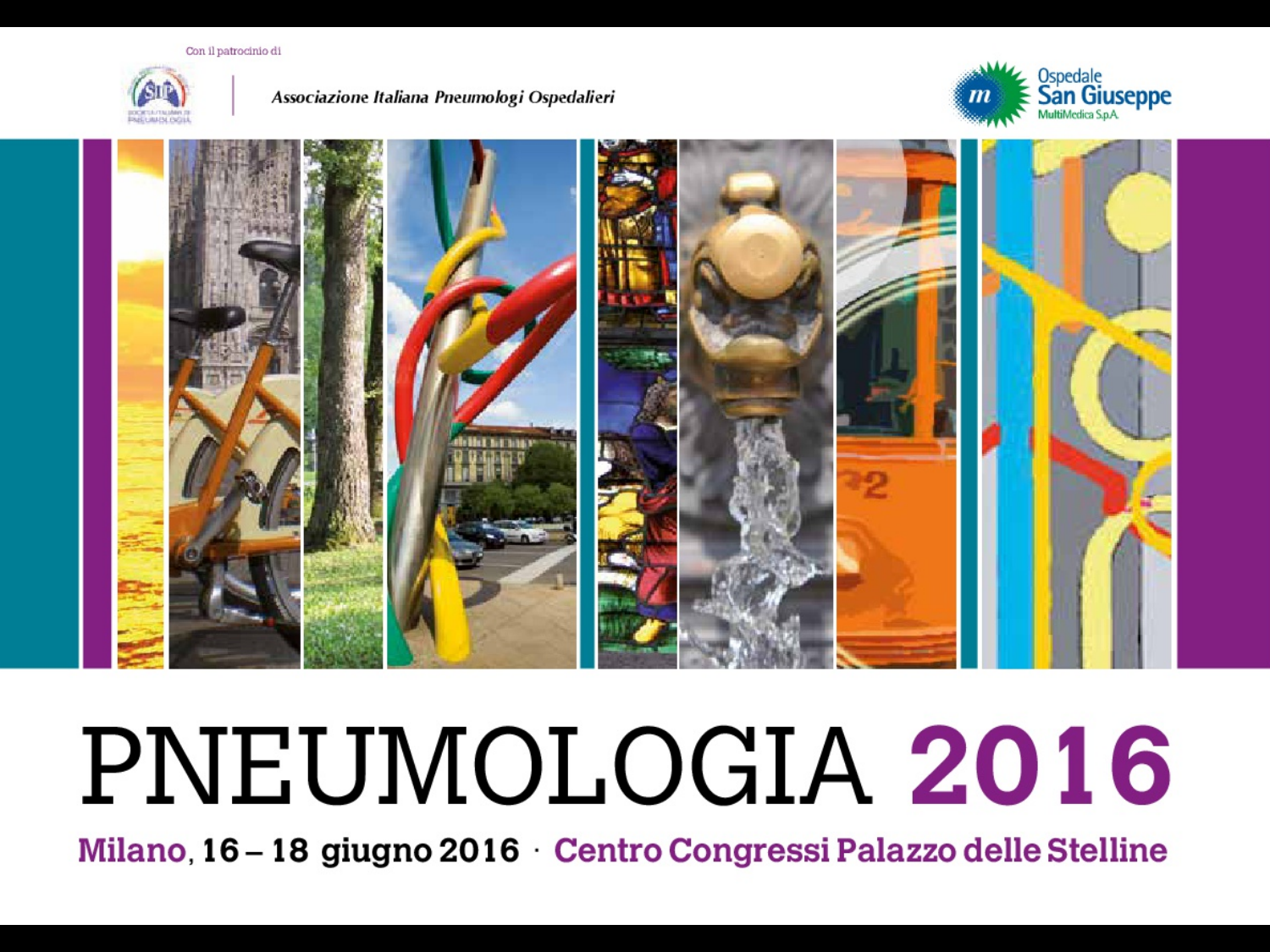Con il patrocinio di

*Associazione Italiana Pneumologi Ospedalieri*

Ospedale San Giuseppe
MultiMedica S.p.A.

# PNEUMOLOGIA 2016

**Milano, 16 – 18 giugno 2016 · Centro Congressi Palazzo delle Stelline**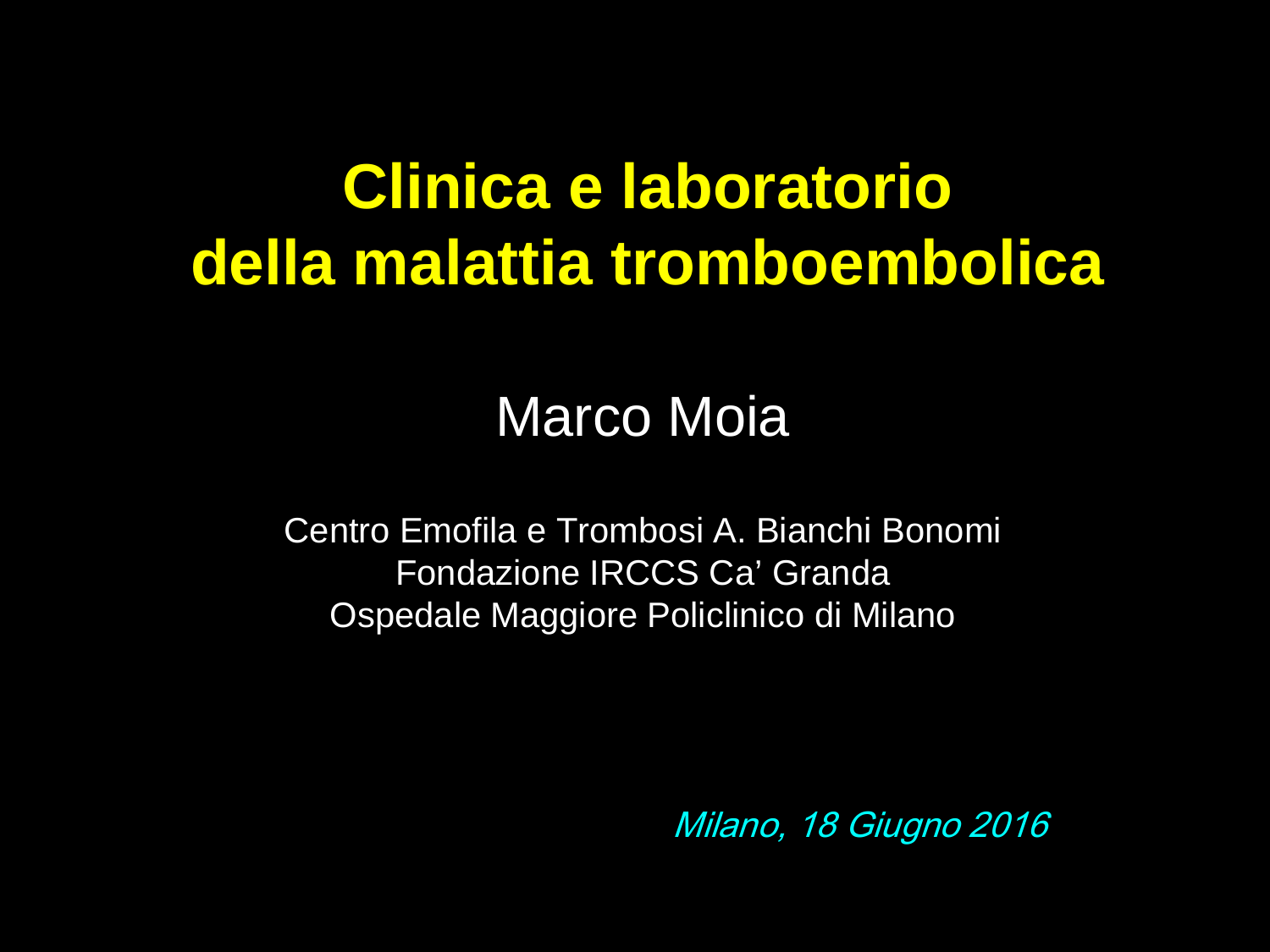# Clinica e laboratorio della malattia tromboembolica

Marco Moia

Centro Emofila e Trombosi A. Bianchi Bonomi
Fondazione IRCCS Ca' Granda
Ospedale Maggiore Policlinico di Milano

*Milano, 18 Giugno 2016*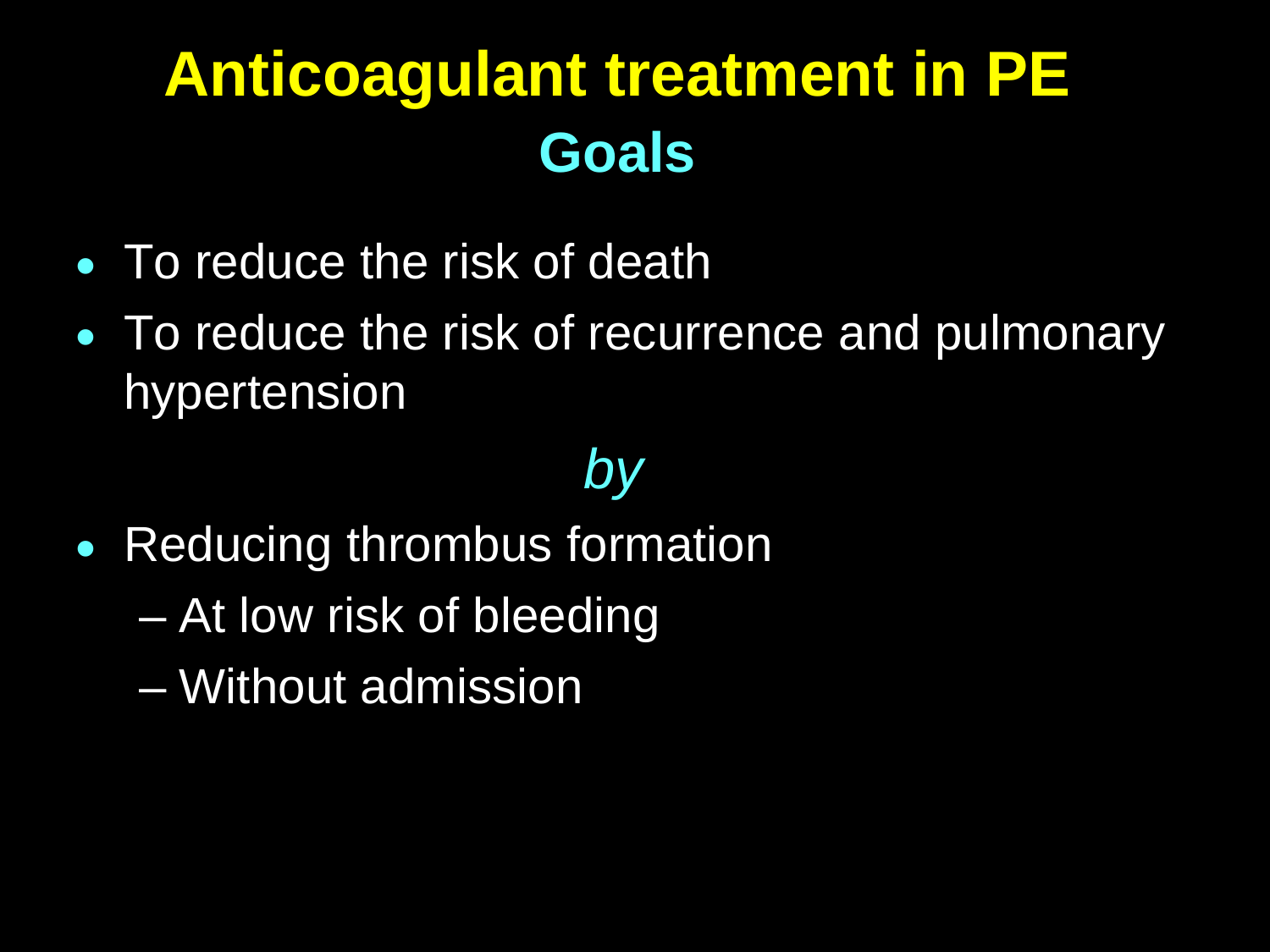# Anticoagulant treatment in PE

## Goals

- To reduce the risk of death
- To reduce the risk of recurrence and pulmonary hypertension

*by*

- Reducing thrombus formation
  - At low risk of bleeding
  - Without admission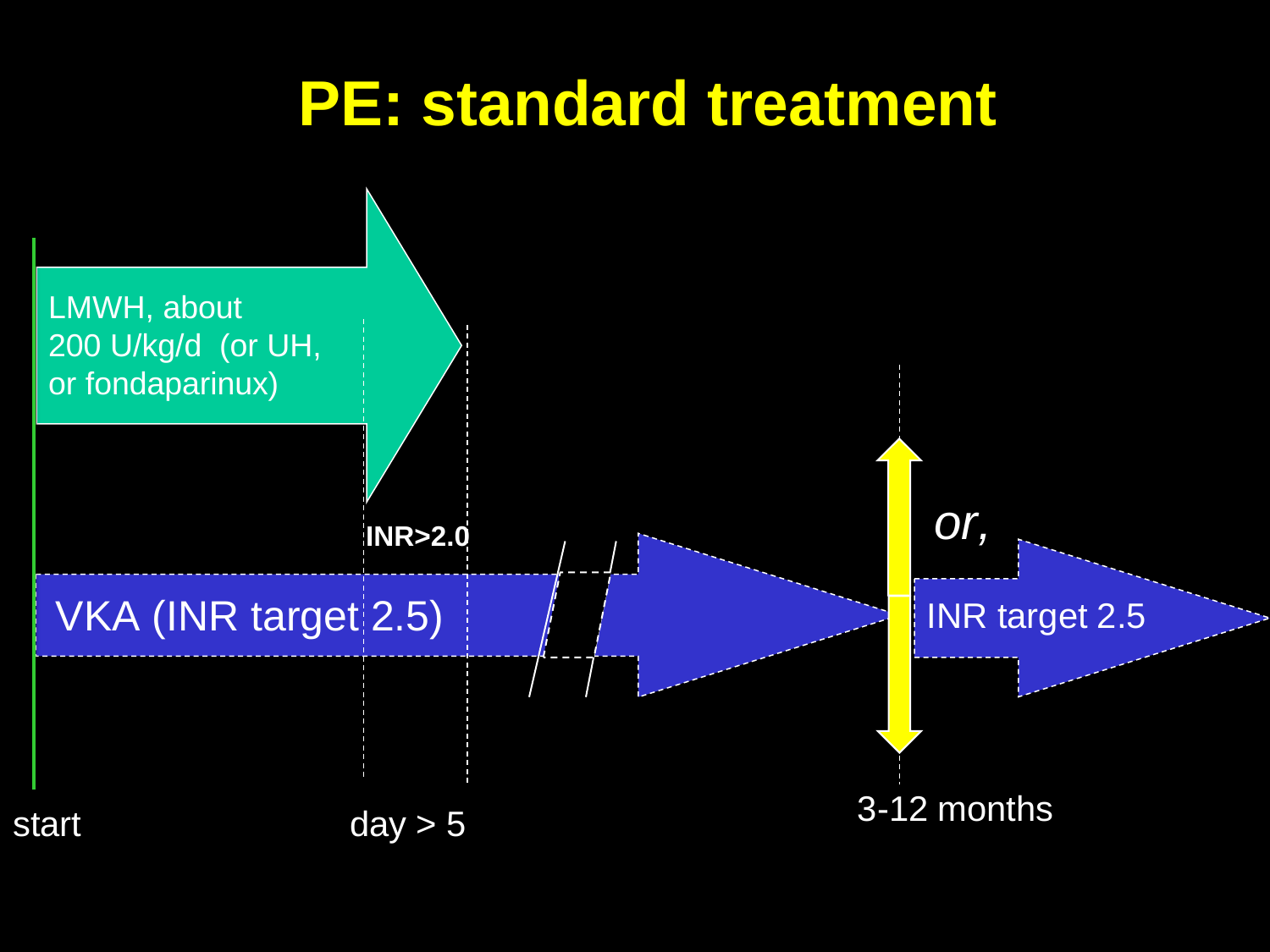# PE: standard treatment

LMWH, about 200 U/kg/d (or UH, or fondaparinux)

INR>2.0

VKA (INR target 2.5)

*or,*

INR target 2.5

start

day > 5

3-12 months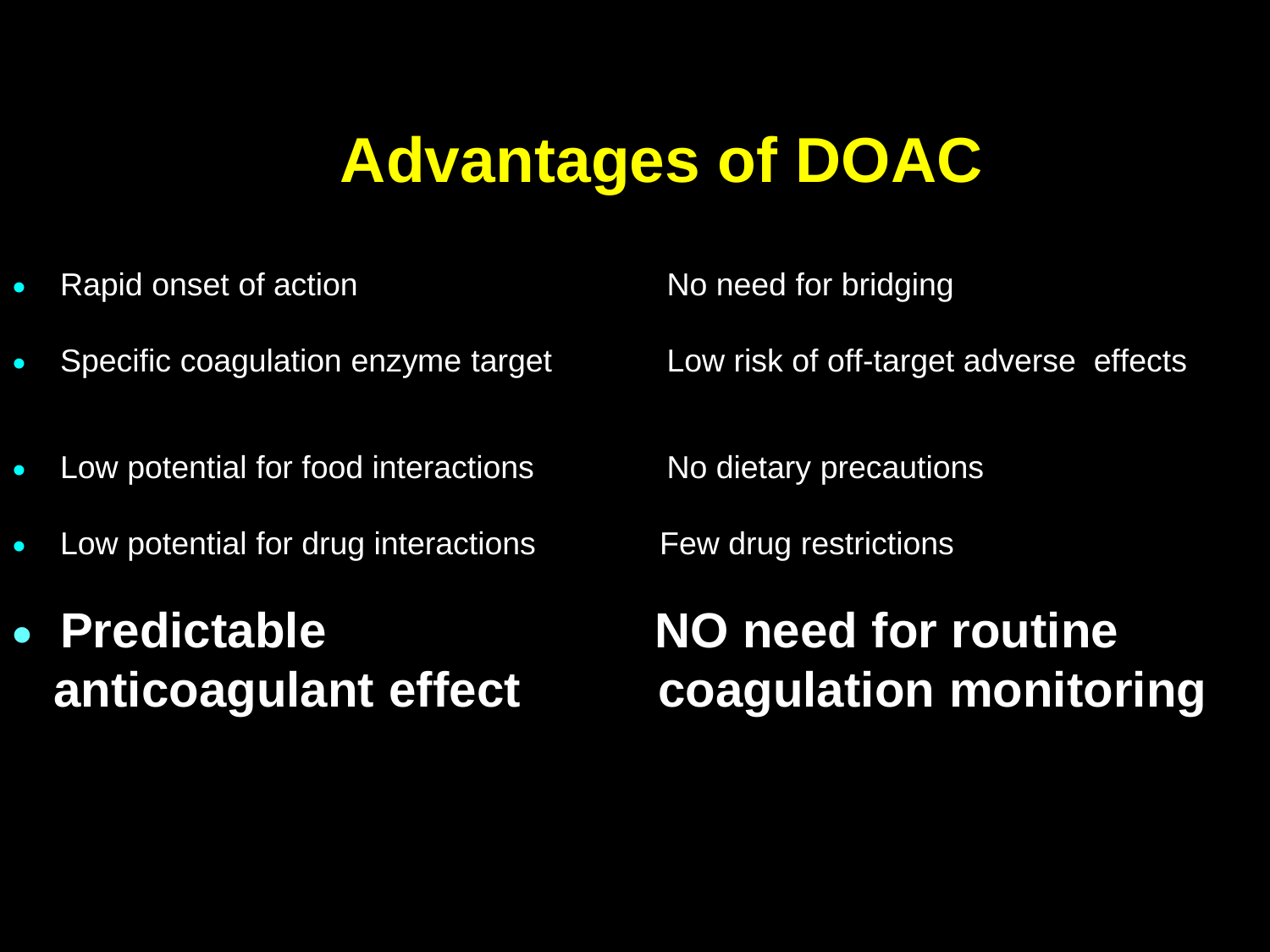# Advantages of DOAC

| | |
|---|---|
| Rapid onset of action | No need for bridging |
| Specific coagulation enzyme target | Low risk of off-target adverse effects |
| Low potential for food interactions | No dietary precautions |
| Low potential for drug interactions | Few drug restrictions |
| **Predictable anticoagulant effect** | **NO need for routine coagulation monitoring** |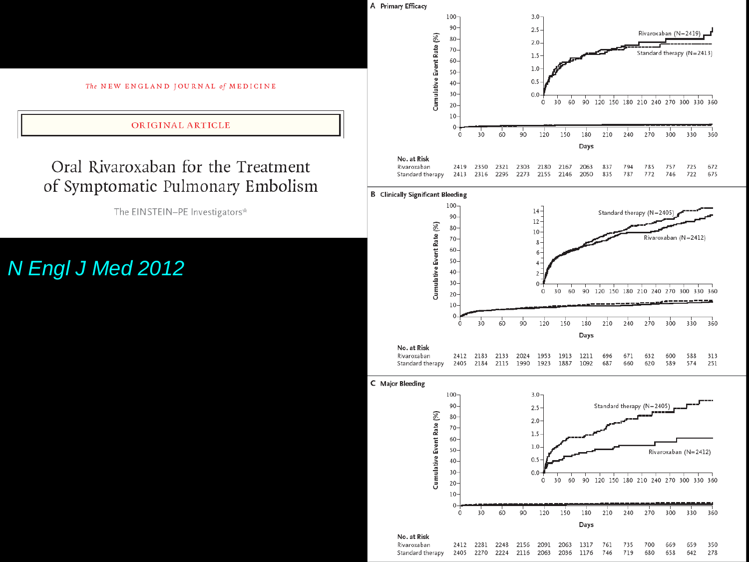The NEW ENGLAND JOURNAL of MEDICINE

ORIGINAL ARTICLE

# Oral Rivaroxaban for the Treatment of Symptomatic Pulmonary Embolism

The EINSTEIN–PE Investigators*

*N Engl J Med 2012*

**A Primary Efficacy**

Cumulative Event Rate (%) vs. Days — Rivaroxaban (N=2419); Standard therapy (N=2413)

| No. at Risk | 0 | 30 | 60 | 90 | 120 | 150 | 180 | 210 | 240 | 270 | 300 | 330 | 360 |
|---|---|---|---|---|---|---|---|---|---|---|---|---|---|
| Rivaroxaban | 2419 | 2350 | 2321 | 2303 | 2180 | 2167 | 2063 | 837 | 794 | 785 | 757 | 725 | 672 |
| Standard therapy | 2413 | 2316 | 2295 | 2273 | 2155 | 2146 | 2050 | 835 | 787 | 772 | 746 | 722 | 675 |

**B Clinically Significant Bleeding**

Cumulative Event Rate (%) vs. Days — Standard therapy (N=2405); Rivaroxaban (N=2412)

| No. at Risk | 0 | 30 | 60 | 90 | 120 | 150 | 180 | 210 | 240 | 270 | 300 | 330 | 360 |
|---|---|---|---|---|---|---|---|---|---|---|---|---|---|
| Rivaroxaban | 2412 | 2183 | 2133 | 2024 | 1953 | 1913 | 1211 | 696 | 671 | 632 | 600 | 588 | 313 |
| Standard therapy | 2405 | 2184 | 2115 | 1990 | 1923 | 1887 | 1092 | 687 | 660 | 620 | 589 | 574 | 251 |

**C Major Bleeding**

Cumulative Event Rate (%) vs. Days — Standard therapy (N=2405); Rivaroxaban (N=2412)

| No. at Risk | 0 | 30 | 60 | 90 | 120 | 150 | 180 | 210 | 240 | 270 | 300 | 330 | 360 |
|---|---|---|---|---|---|---|---|---|---|---|---|---|---|
| Rivaroxaban | 2412 | 2281 | 2248 | 2156 | 2091 | 2063 | 1317 | 761 | 735 | 700 | 669 | 659 | 350 |
| Standard therapy | 2405 | 2270 | 2224 | 2116 | 2063 | 2036 | 1176 | 746 | 719 | 680 | 658 | 642 | 278 |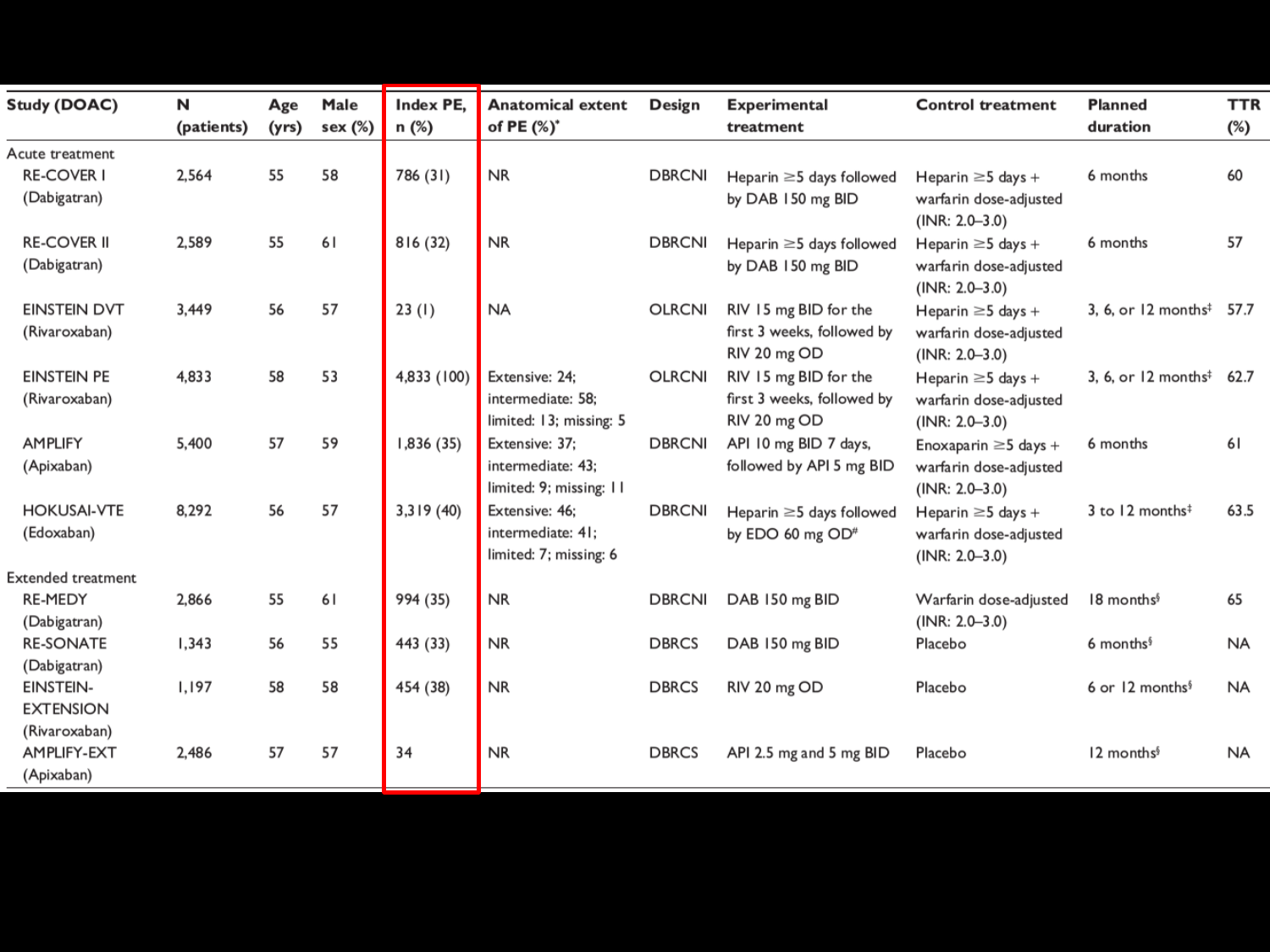| Study (DOAC) | N (patients) | Age (yrs) | Male sex (%) | Index PE, n (%) | Anatomical extent of PE (%)* | Design | Experimental treatment | Control treatment | Planned duration | TTR (%) |
|---|---|---|---|---|---|---|---|---|---|---|
| Acute treatment | | | | | | | | | | |
| RE-COVER I (Dabigatran) | 2,564 | 55 | 58 | 786 (31) | NR | DBRCNI | Heparin ≥5 days followed by DAB 150 mg BID | Heparin ≥5 days + warfarin dose-adjusted (INR: 2.0–3.0) | 6 months | 60 |
| RE-COVER II (Dabigatran) | 2,589 | 55 | 61 | 816 (32) | NR | DBRCNI | Heparin ≥5 days followed by DAB 150 mg BID | Heparin ≥5 days + warfarin dose-adjusted (INR: 2.0–3.0) | 6 months | 57 |
| EINSTEIN DVT (Rivaroxaban) | 3,449 | 56 | 57 | 23 (1) | NA | OLRCNI | RIV 15 mg BID for the first 3 weeks, followed by RIV 20 mg OD | Heparin ≥5 days + warfarin dose-adjusted (INR: 2.0–3.0) | 3, 6, or 12 months‡ | 57.7 |
| EINSTEIN PE (Rivaroxaban) | 4,833 | 58 | 53 | 4,833 (100) | Extensive: 24; intermediate: 58; limited: 13; missing: 5 | OLRCNI | RIV 15 mg BID for the first 3 weeks, followed by RIV 20 mg OD | Heparin ≥5 days + warfarin dose-adjusted (INR: 2.0–3.0) | 3, 6, or 12 months‡ | 62.7 |
| AMPLIFY (Apixaban) | 5,400 | 57 | 59 | 1,836 (35) | Extensive: 37; intermediate: 43; limited: 9; missing: 11 | DBRCNI | API 10 mg BID 7 days, followed by API 5 mg BID | Enoxaparin ≥5 days + warfarin dose-adjusted (INR: 2.0–3.0) | 6 months | 61 |
| HOKUSAI-VTE (Edoxaban) | 8,292 | 56 | 57 | 3,319 (40) | Extensive: 46; intermediate: 41; limited: 7; missing: 6 | DBRCNI | Heparin ≥5 days followed by EDO 60 mg OD# | Heparin ≥5 days + warfarin dose-adjusted (INR: 2.0–3.0) | 3 to 12 months‡ | 63.5 |
| Extended treatment | | | | | | | | | | |
| RE-MEDY (Dabigatran) | 2,866 | 55 | 61 | 994 (35) | NR | DBRCNI | DAB 150 mg BID | Warfarin dose-adjusted (INR: 2.0–3.0) | 18 months§ | 65 |
| RE-SONATE (Dabigatran) | 1,343 | 56 | 55 | 443 (33) | NR | DBRCS | DAB 150 mg BID | Placebo | 6 months§ | NA |
| EINSTEIN-EXTENSION (Rivaroxaban) | 1,197 | 58 | 58 | 454 (38) | NR | DBRCS | RIV 20 mg OD | Placebo | 6 or 12 months§ | NA |
| AMPLIFY-EXT (Apixaban) | 2,486 | 57 | 57 | 34 | NR | DBRCS | API 2.5 mg and 5 mg BID | Placebo | 12 months§ | NA |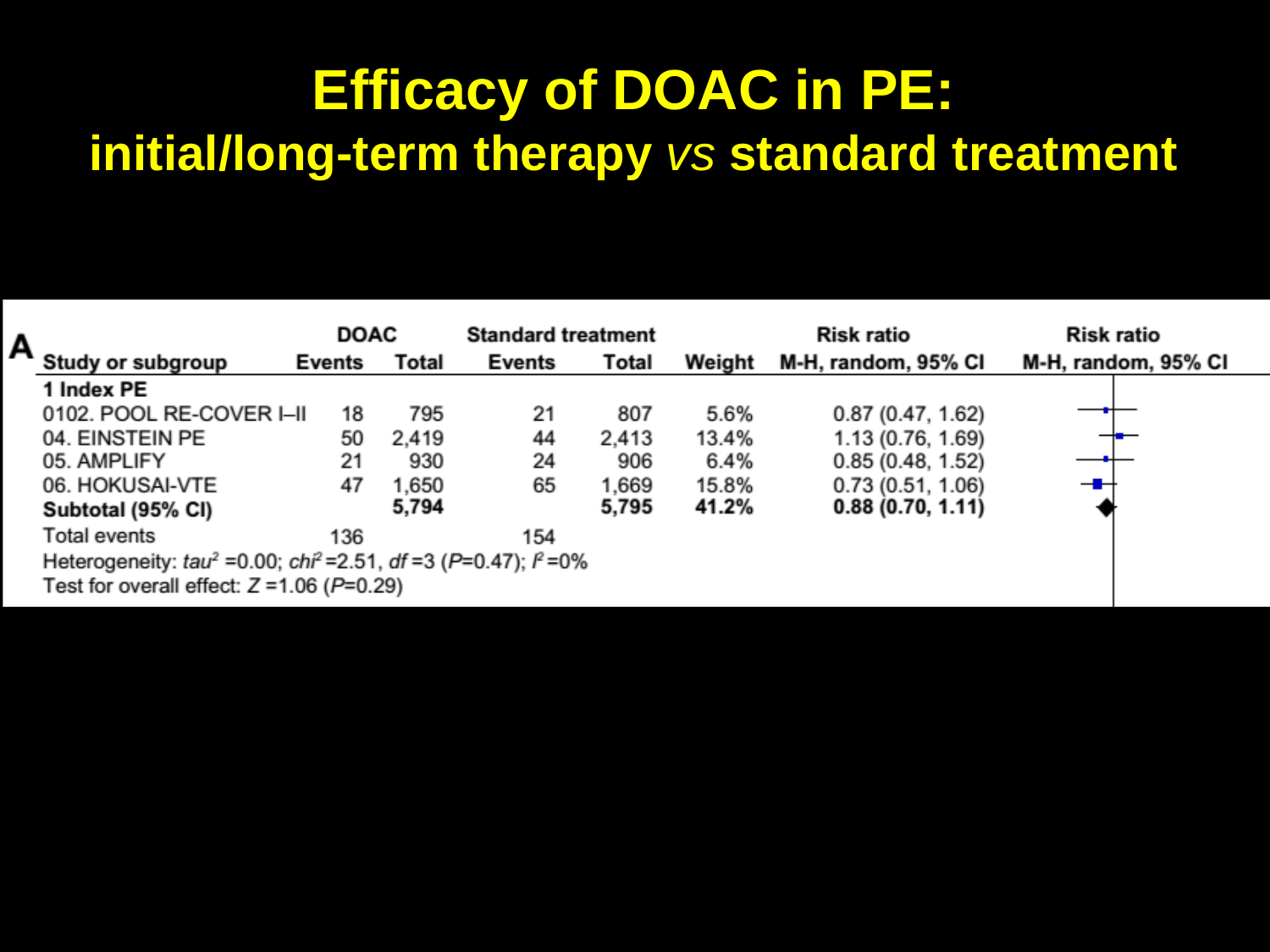# Efficacy of DOAC in PE:

## initial/long-term therapy *vs* standard treatment

**A**

| Study or subgroup | DOAC | | Standard treatment | | Weight | Risk ratio |
|---|---|---|---|---|---|---|
| | Events | Total | Events | Total | | M-H, random, 95% CI |
| **1 Index PE** | | | | | | |
| 0102. POOL RE-COVER I–II | 18 | 795 | 21 | 807 | 5.6% | 0.87 (0.47, 1.62) |
| 04. EINSTEIN PE | 50 | 2,419 | 44 | 2,413 | 13.4% | 1.13 (0.76, 1.69) |
| 05. AMPLIFY | 21 | 930 | 24 | 906 | 6.4% | 0.85 (0.48, 1.52) |
| 06. HOKUSAI-VTE | 47 | 1,650 | 65 | 1,669 | 15.8% | 0.73 (0.51, 1.06) |
| **Subtotal (95% CI)** | | **5,794** | | **5,795** | **41.2%** | **0.88 (0.70, 1.11)** |
| Total events | 136 | | 154 | | | |

Heterogeneity: $tau^2 = 0.00$; $chi^2 = 2.51$, $df = 3$ ($P = 0.47$); $I^2 = 0\%$

Test for overall effect: $Z = 1.06$ ($P = 0.29$)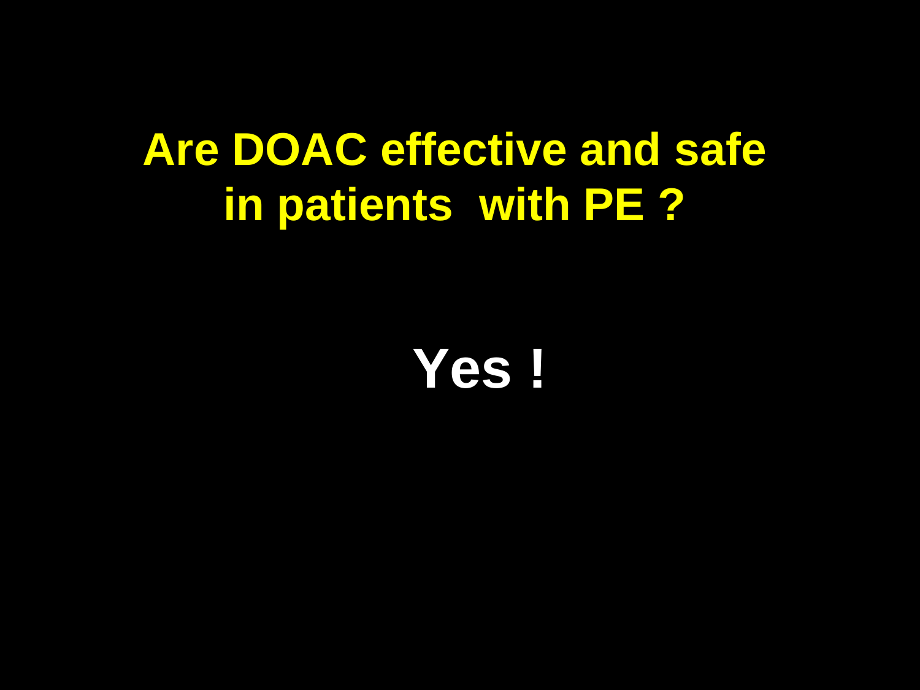# Are DOAC effective and safe in patients with PE ?

**Yes !**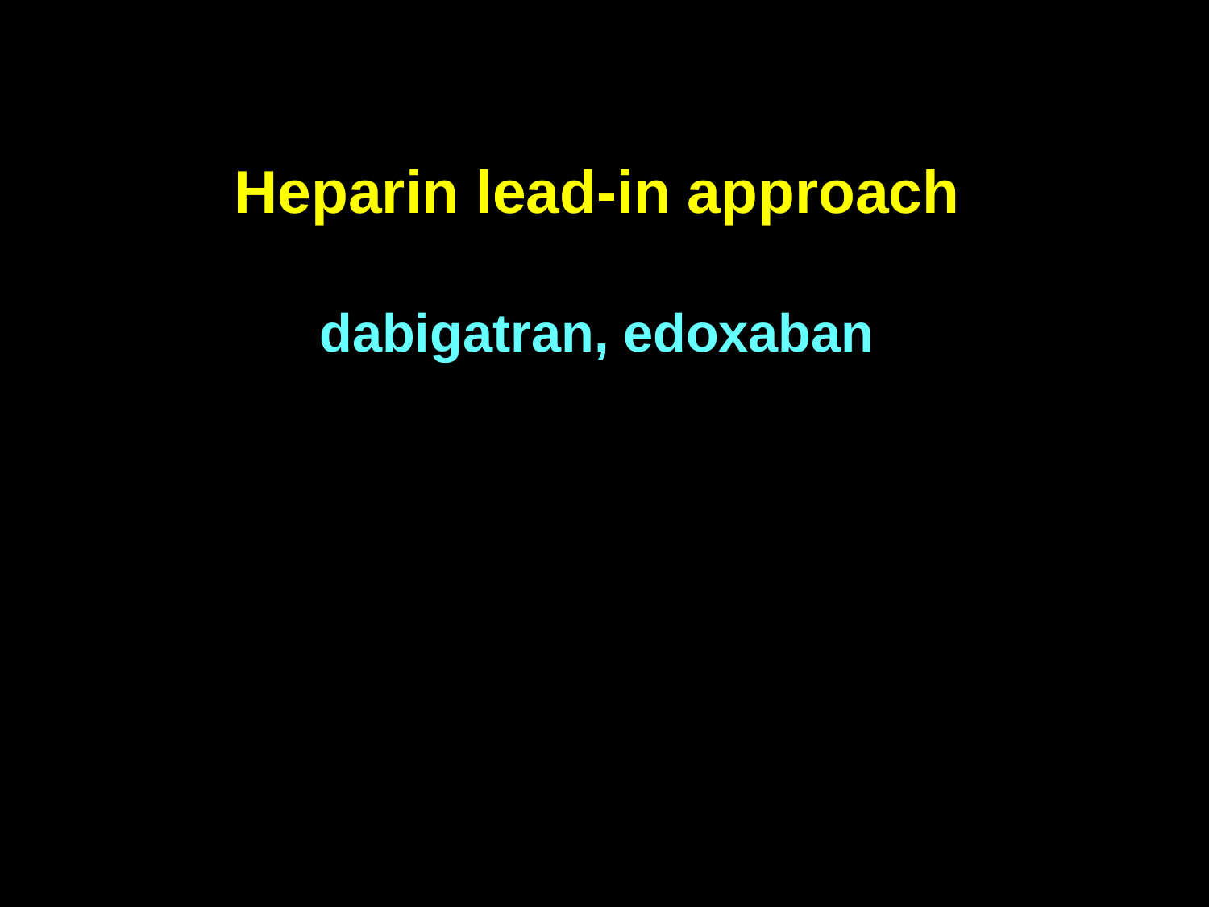# Heparin lead-in approach

**dabigatran, edoxaban**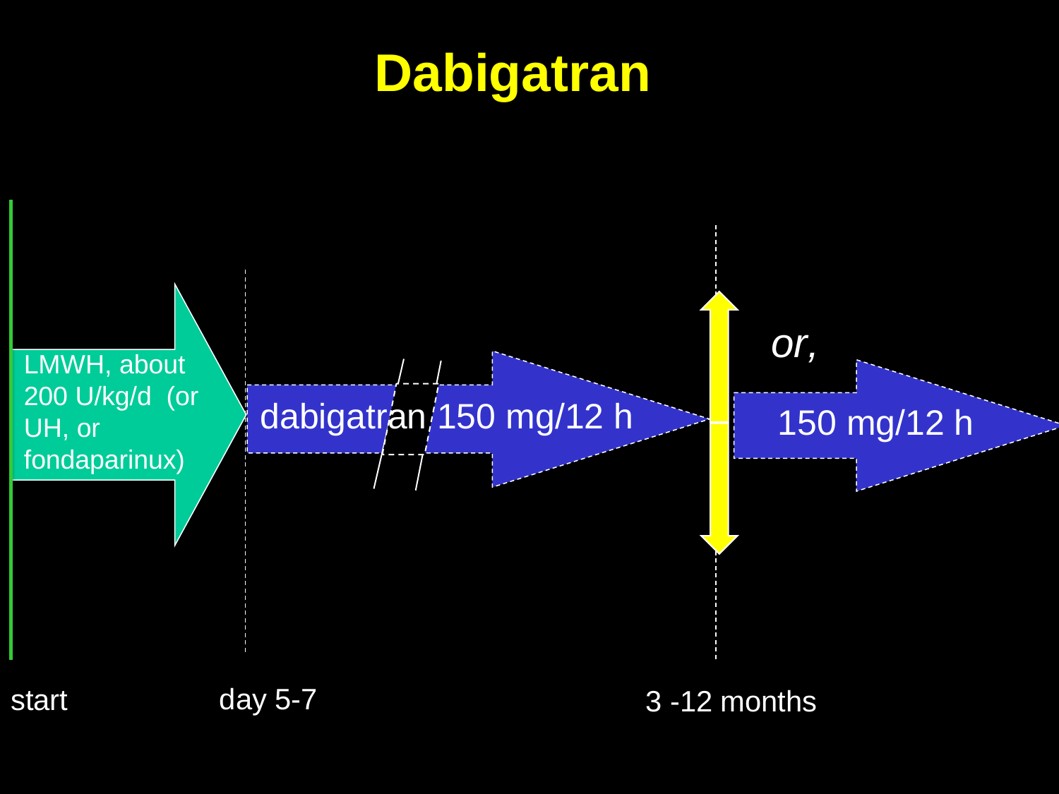# Dabigatran

LMWH, about 200 U/kg/d (or UH, or fondaparinux)

dabigatran 150 mg/12 h

*or,*

150 mg/12 h

start

day 5-7

3 -12 months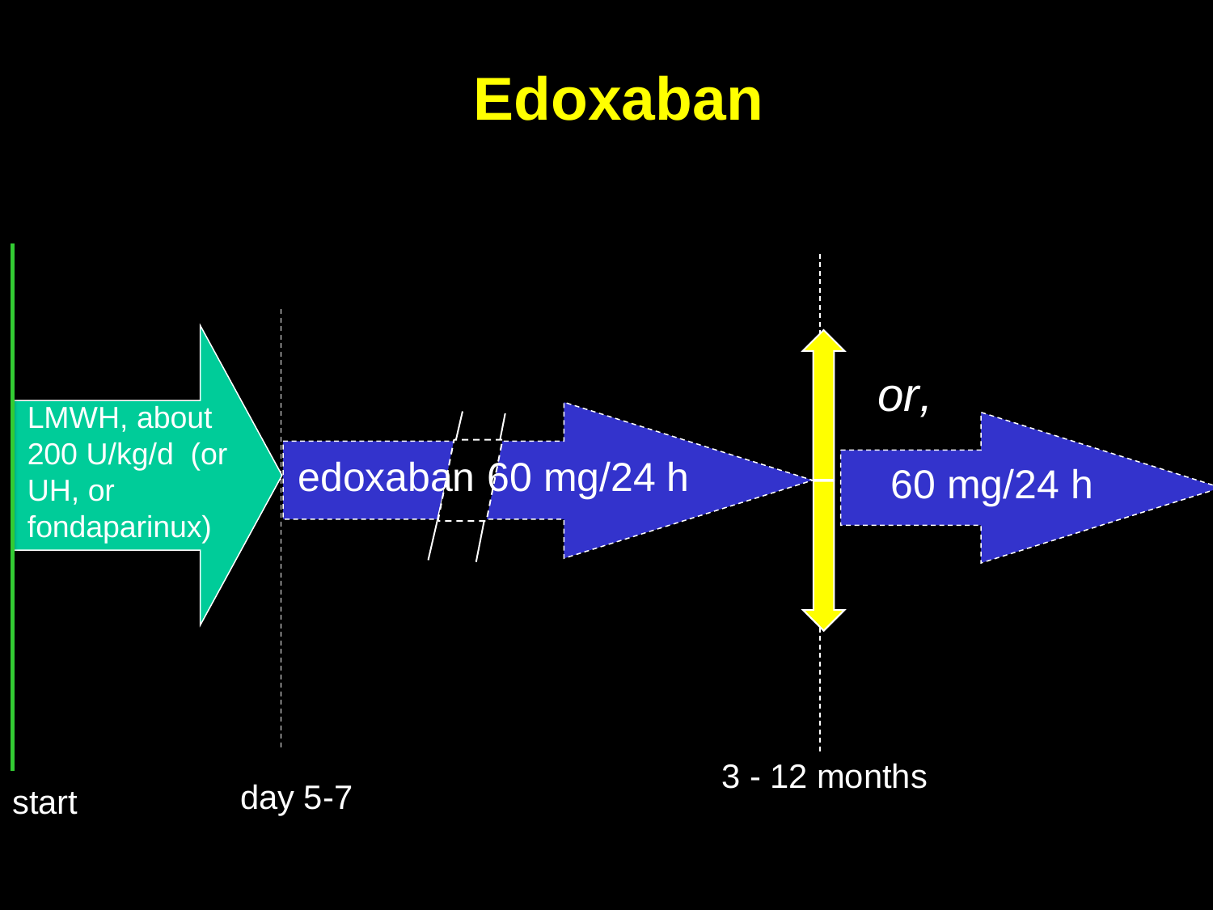# Edoxaban

LMWH, about 200 U/kg/d (or UH, or fondaparinux)

edoxaban 60 mg/24 h

*or,*

60 mg/24 h

start

day 5-7

3 - 12 months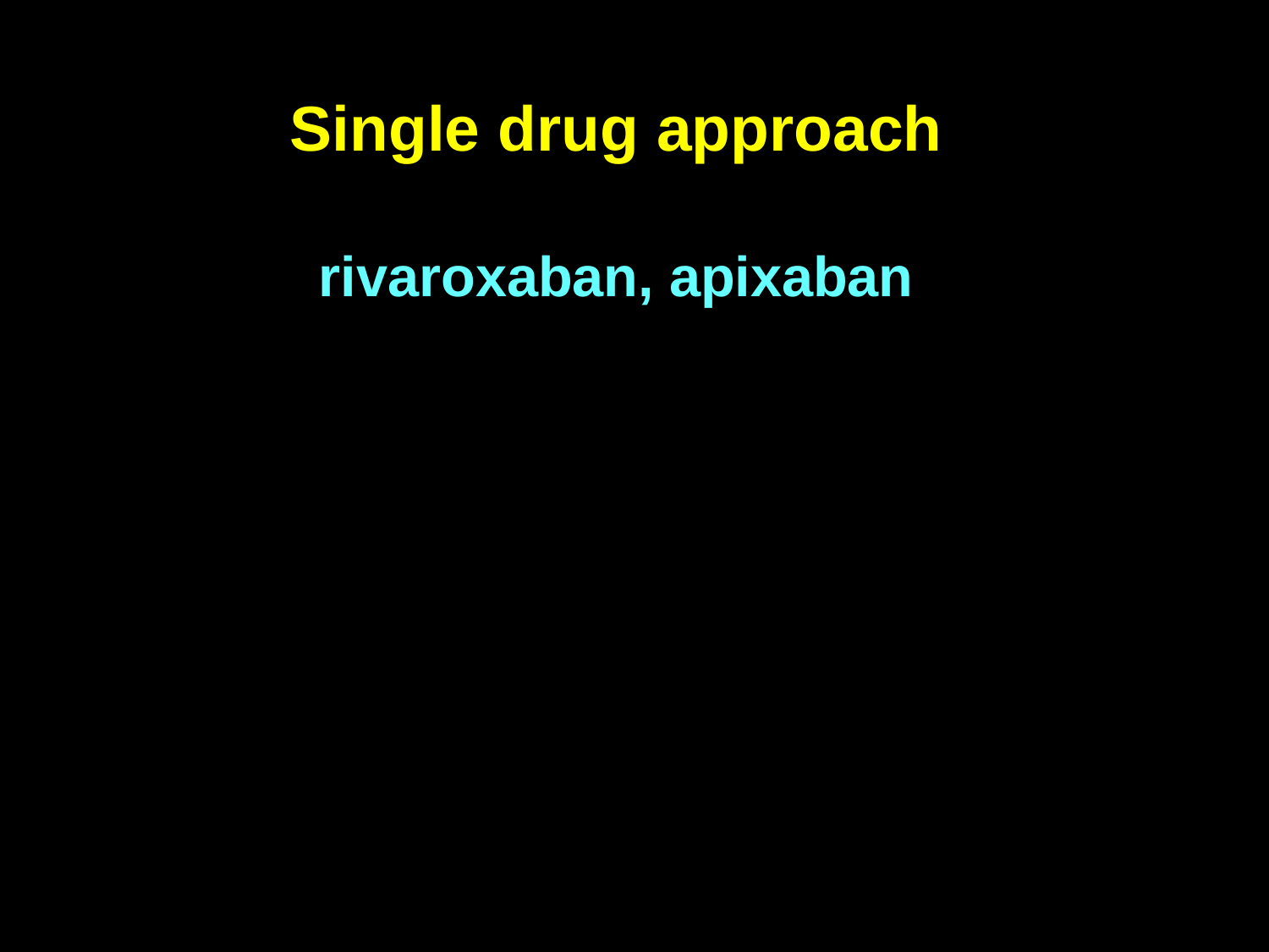# Single drug approach

**rivaroxaban, apixaban**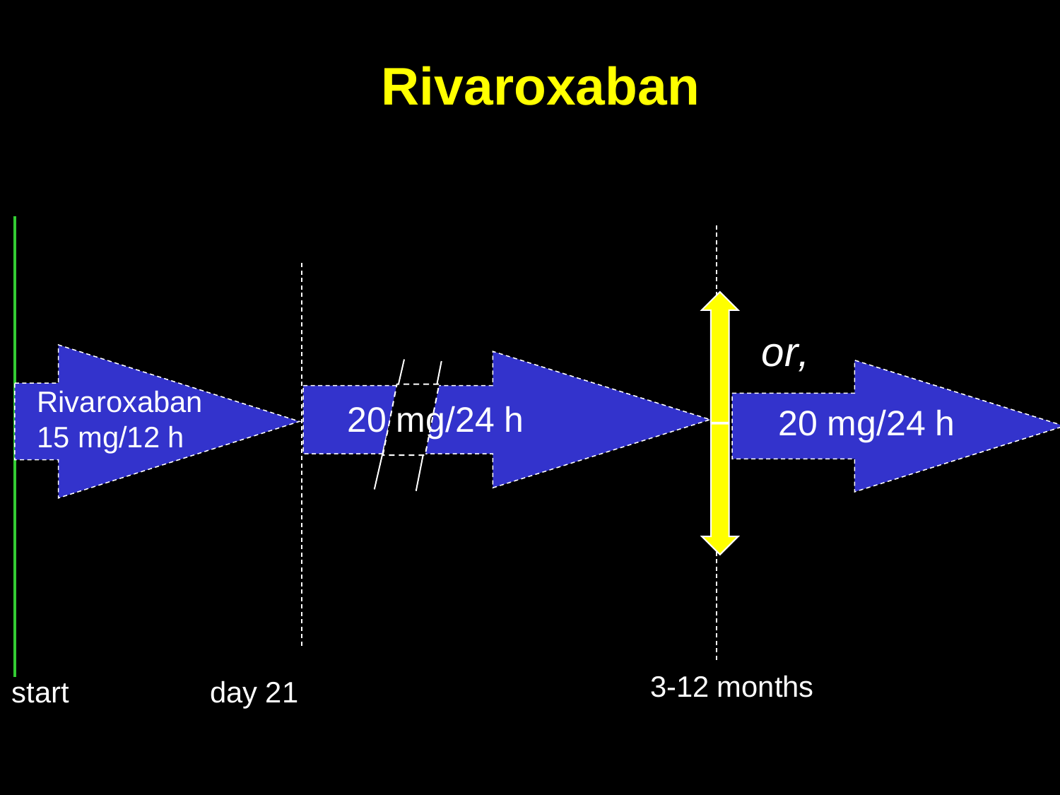# Rivaroxaban

Rivaroxaban 15 mg/12 h

20 mg/24 h

*or,*

20 mg/24 h

start

day 21

3-12 months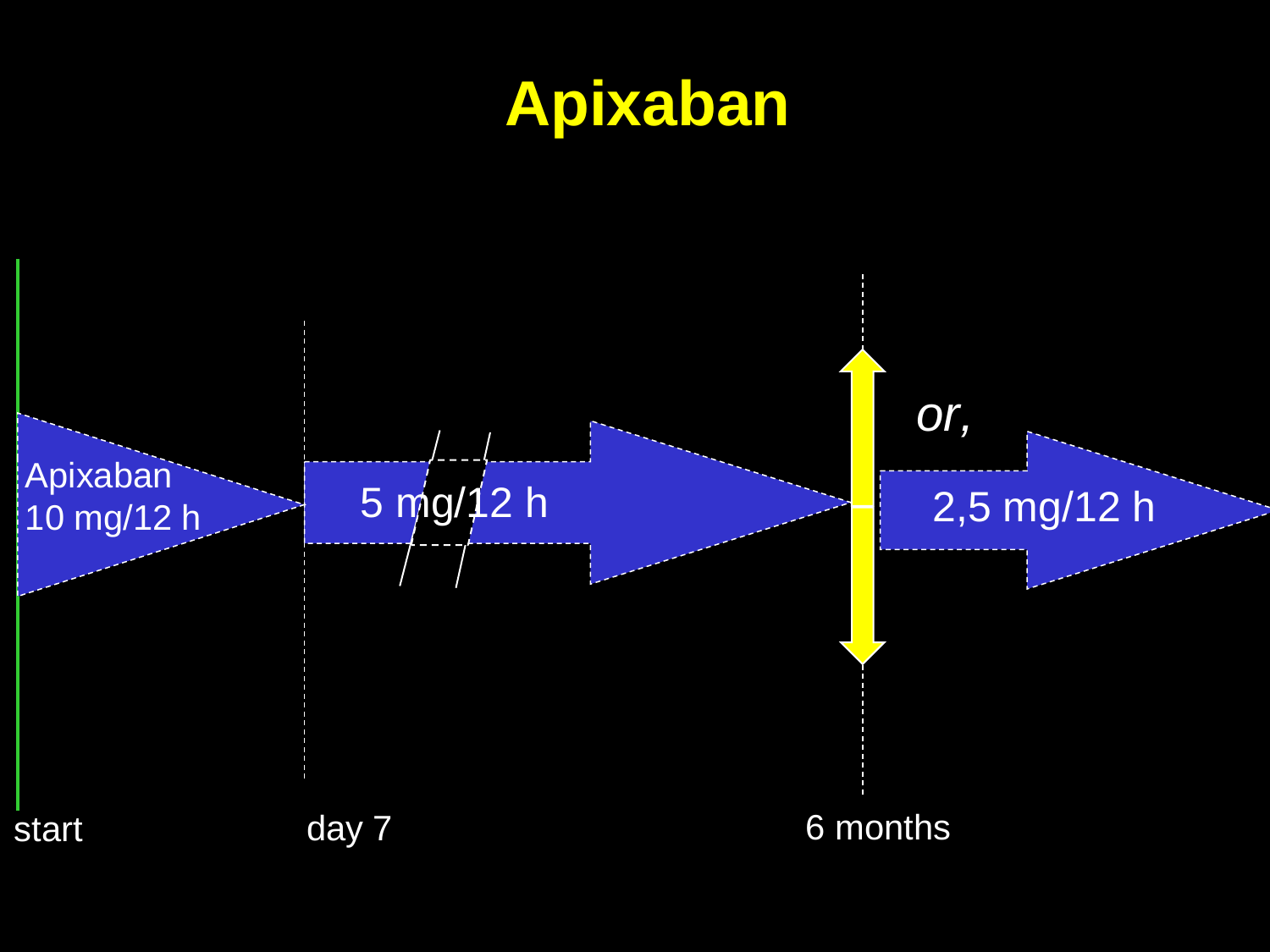# Apixaban

Apixaban 10 mg/12 h

5 mg/12 h

*or,*

2,5 mg/12 h

start

day 7

6 months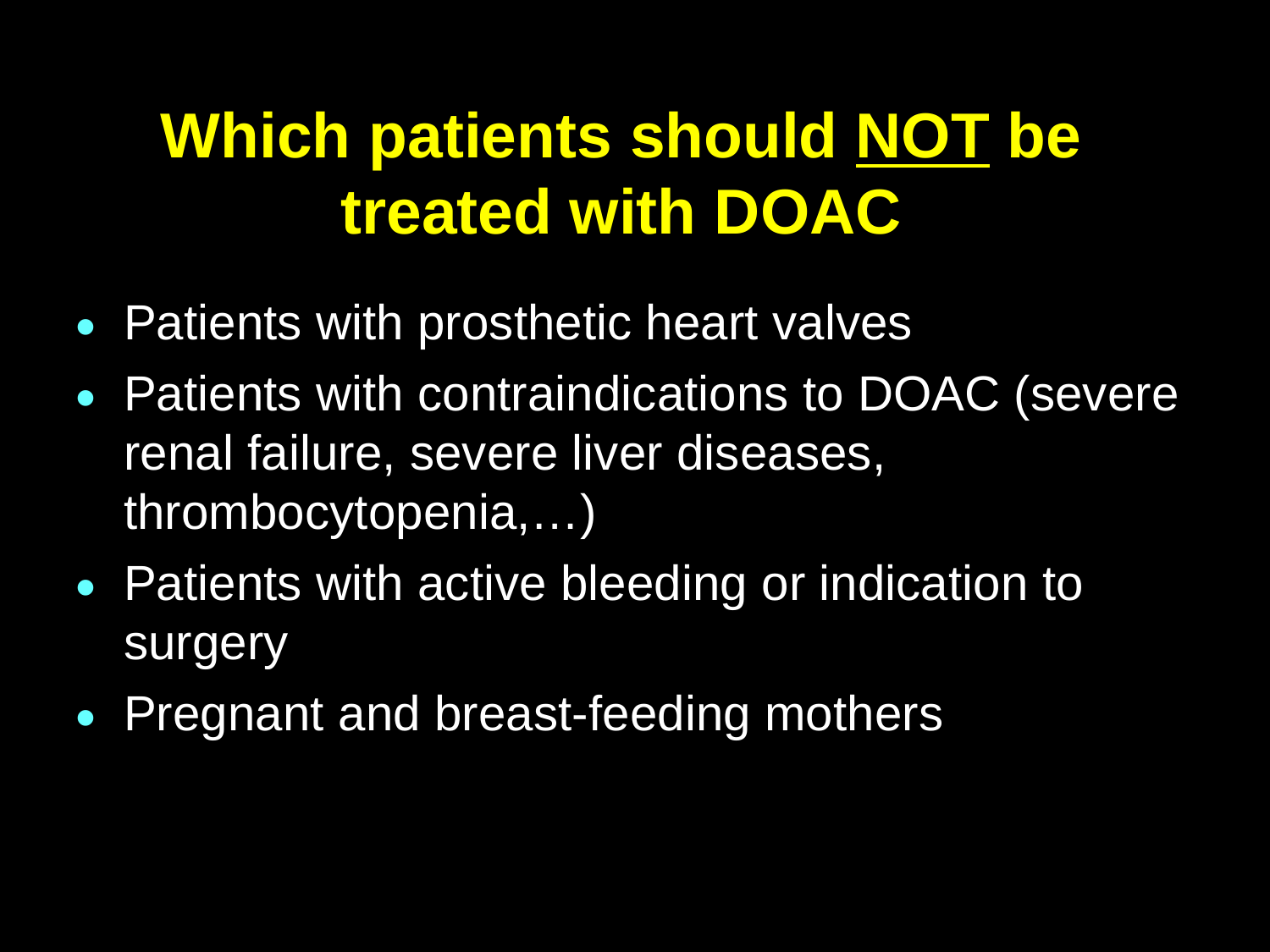# Which patients should <u>NOT</u> be treated with DOAC

- Patients with prosthetic heart valves
- Patients with contraindications to DOAC (severe renal failure, severe liver diseases, thrombocytopenia,…)
- Patients with active bleeding or indication to surgery
- Pregnant and breast-feeding mothers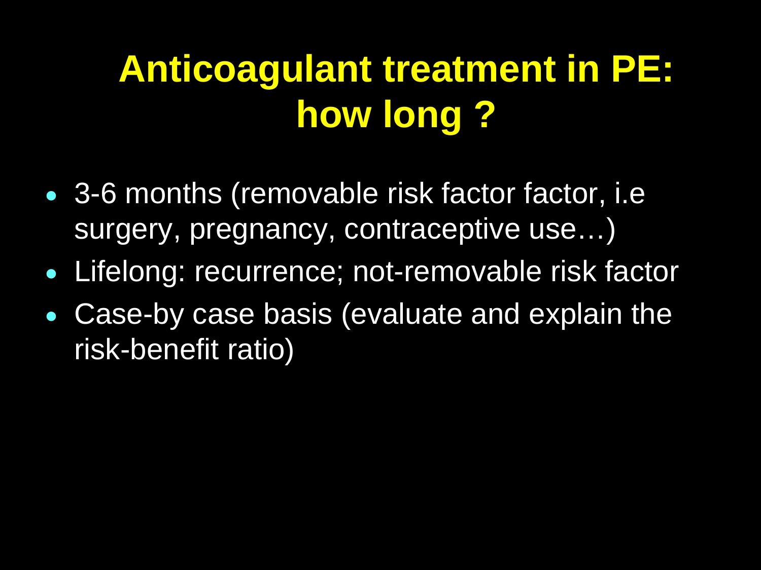# Anticoagulant treatment in PE: how long ?

- 3-6 months (removable risk factor factor, i.e surgery, pregnancy, contraceptive use…)
- Lifelong: recurrence; not-removable risk factor
- Case-by case basis (evaluate and explain the risk-benefit ratio)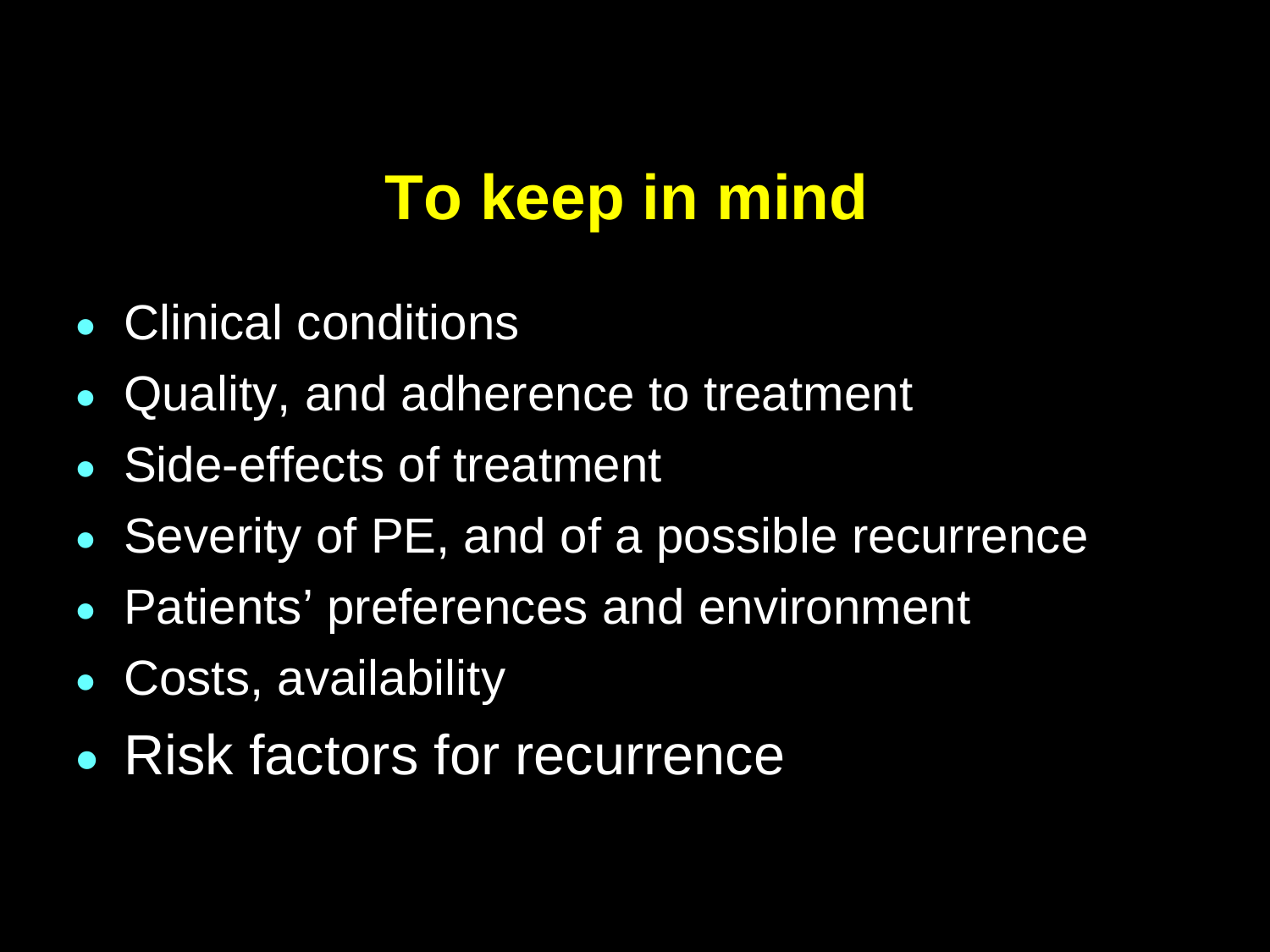# To keep in mind

- Clinical conditions
- Quality, and adherence to treatment
- Side-effects of treatment
- Severity of PE, and of a possible recurrence
- Patients' preferences and environment
- Costs, availability
- Risk factors for recurrence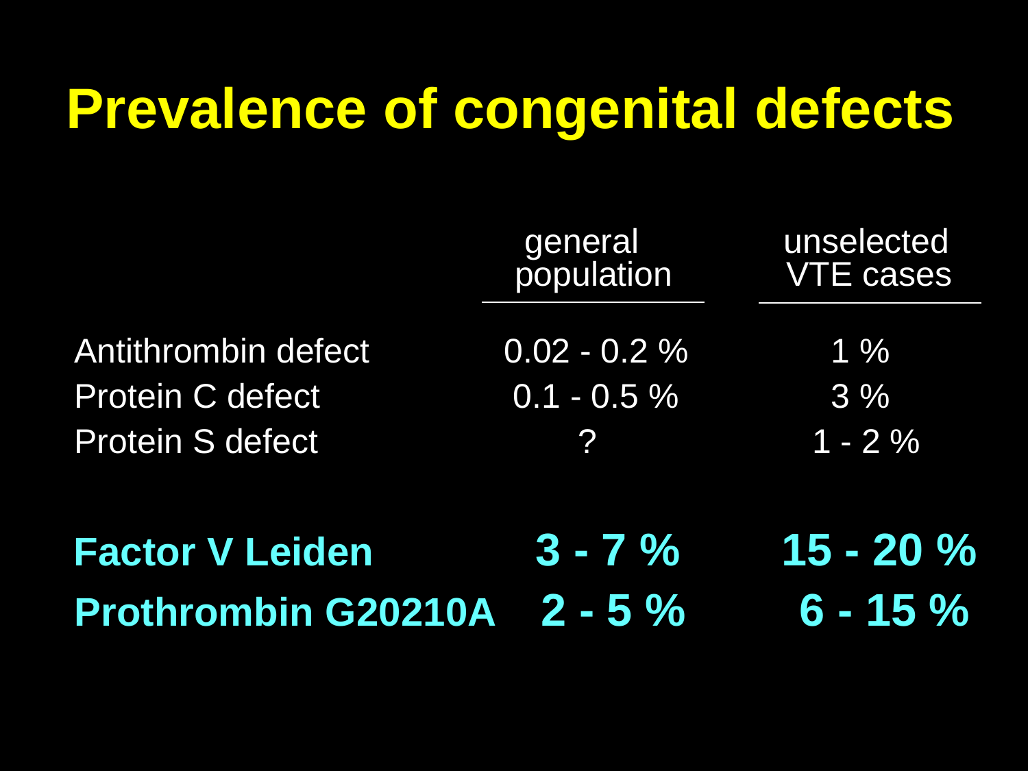# Prevalence of congenital defects

| | general population | unselected VTE cases |
|---|---|---|
| Antithrombin defect | 0.02 - 0.2 % | 1 % |
| Protein C defect | 0.1 - 0.5 % | 3 % |
| Protein S defect | ? | 1 - 2 % |
| **Factor V Leiden** | **3 - 7 %** | **15 - 20 %** |
| **Prothrombin G20210A** | **2 - 5 %** | **6 - 15 %** |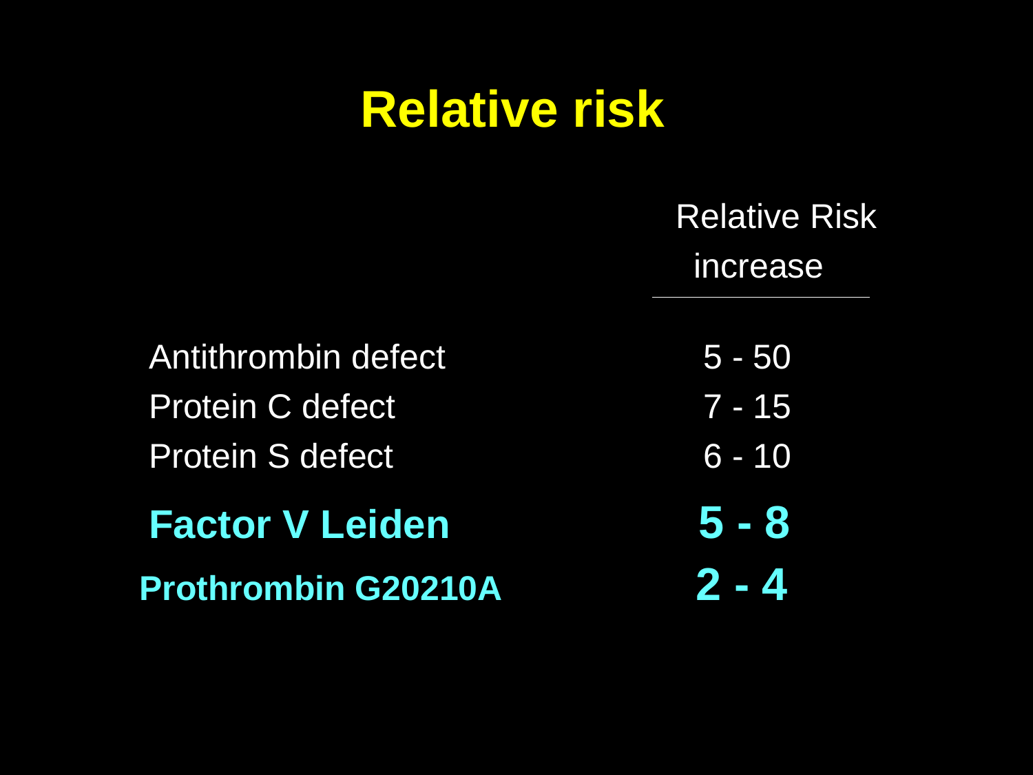# Relative risk

| | Relative Risk increase |
|---|---|
| Antithrombin defect | 5 - 50 |
| Protein C defect | 7 - 15 |
| Protein S defect | 6 - 10 |
| **Factor V Leiden** | **5 - 8** |
| **Prothrombin G20210A** | **2 - 4** |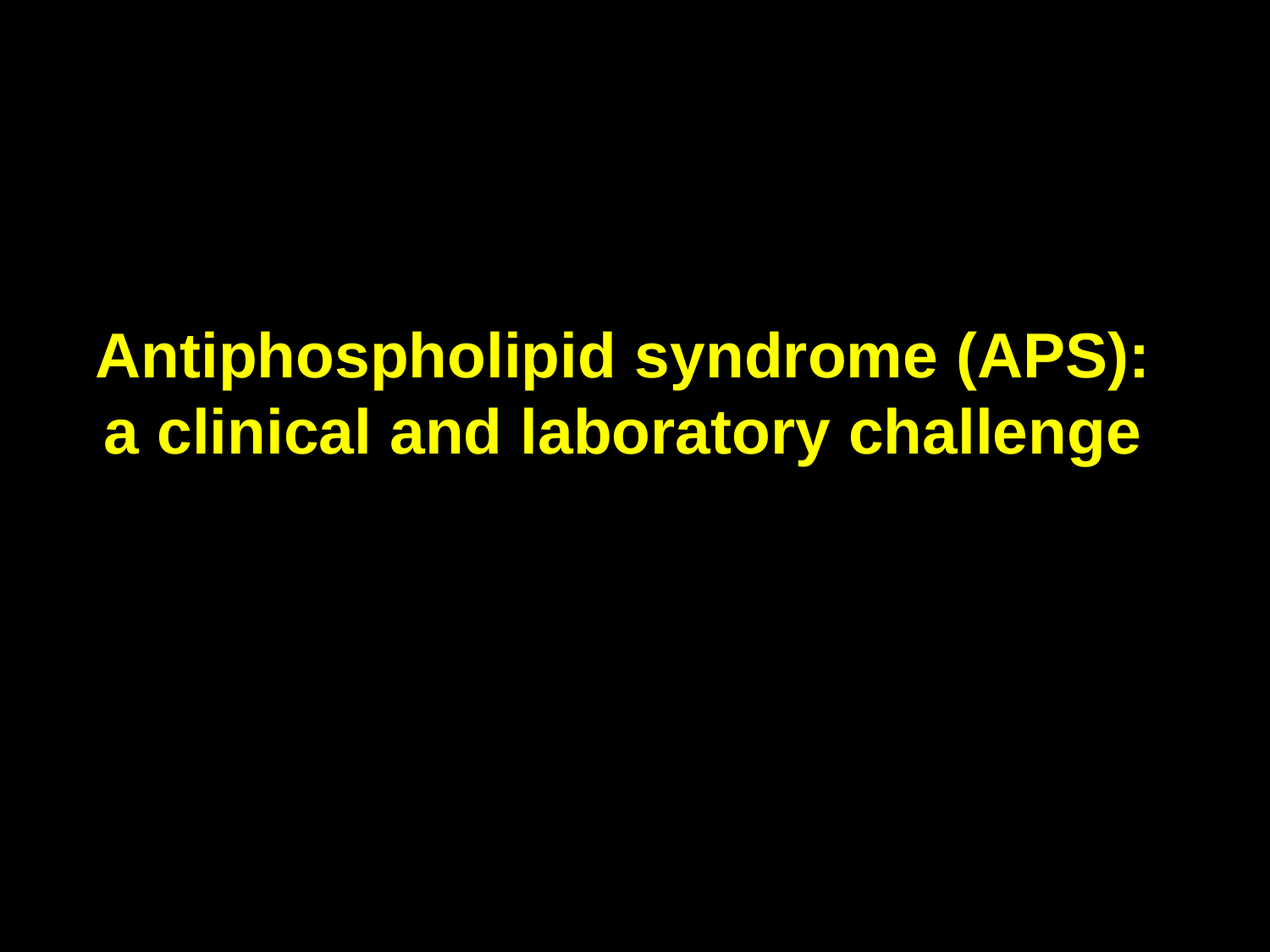# Antiphospholipid syndrome (APS): a clinical and laboratory challenge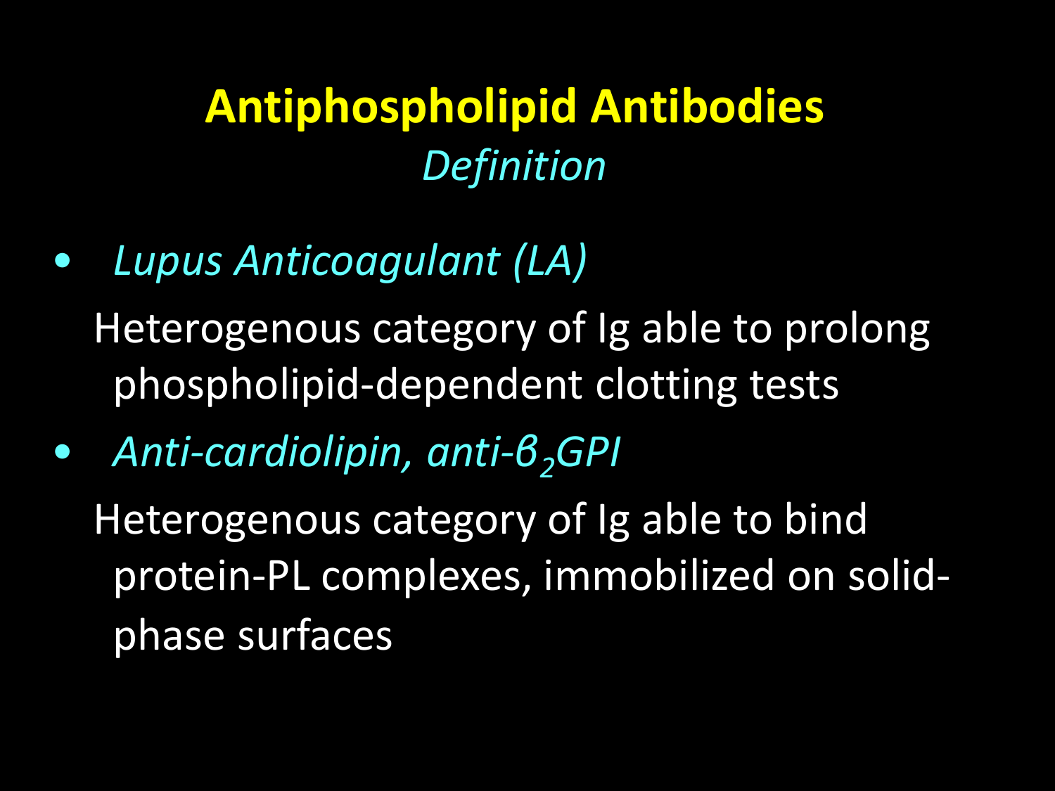# Antiphospholipid Antibodies

*Definition*

- *Lupus Anticoagulant (LA)*

  Heterogenous category of Ig able to prolong phospholipid-dependent clotting tests

- *Anti-cardiolipin, anti-$\beta_2$GPI*

  Heterogenous category of Ig able to bind protein-PL complexes, immobilized on solid-phase surfaces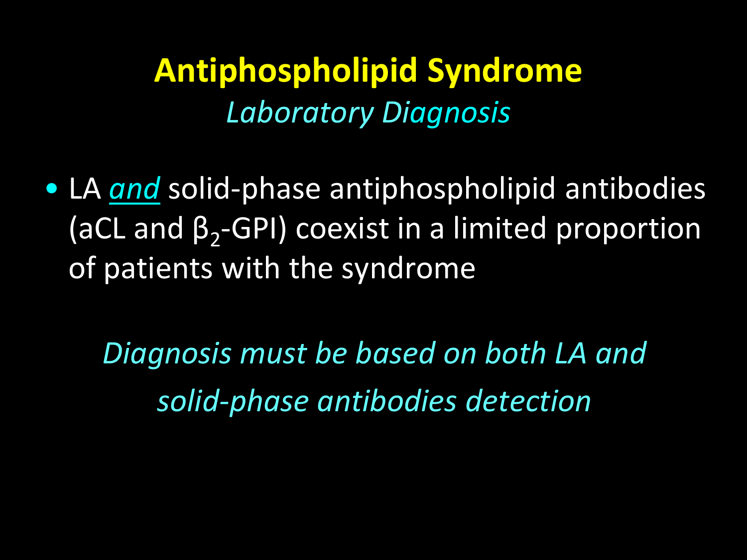# Antiphospholipid Syndrome

## *Laboratory Diagnosis*

- LA ***and*** solid-phase antiphospholipid antibodies (aCL and $\beta_2$-GPI) coexist in a limited proportion of patients with the syndrome

*Diagnosis must be based on both LA and solid-phase antibodies detection*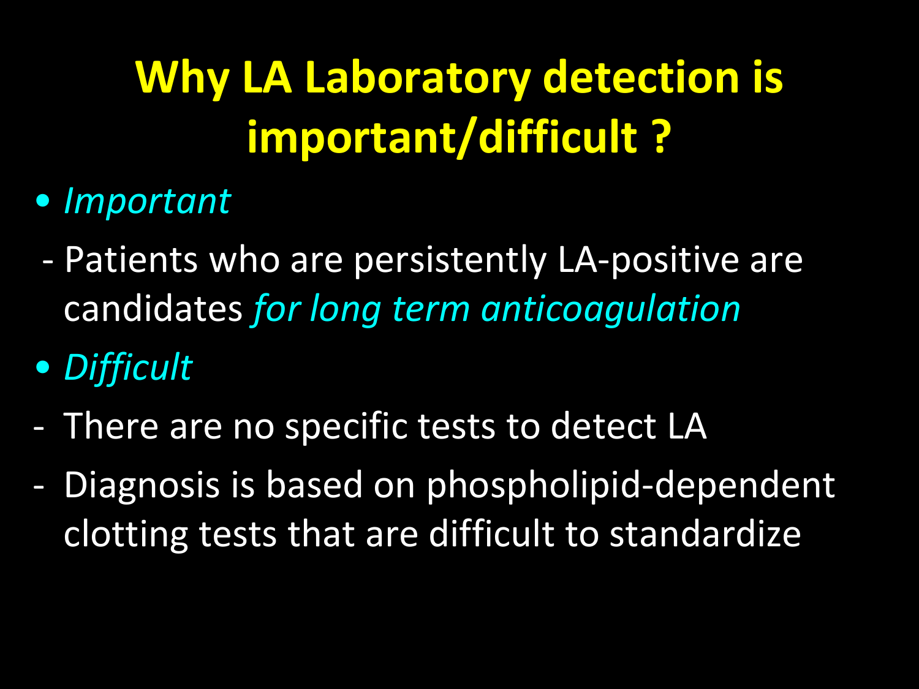# Why LA Laboratory detection is important/difficult ?

- *Important*
  - Patients who are persistently LA-positive are candidates *for long term anticoagulation*
- *Difficult*
  - There are no specific tests to detect LA
  - Diagnosis is based on phospholipid-dependent clotting tests that are difficult to standardize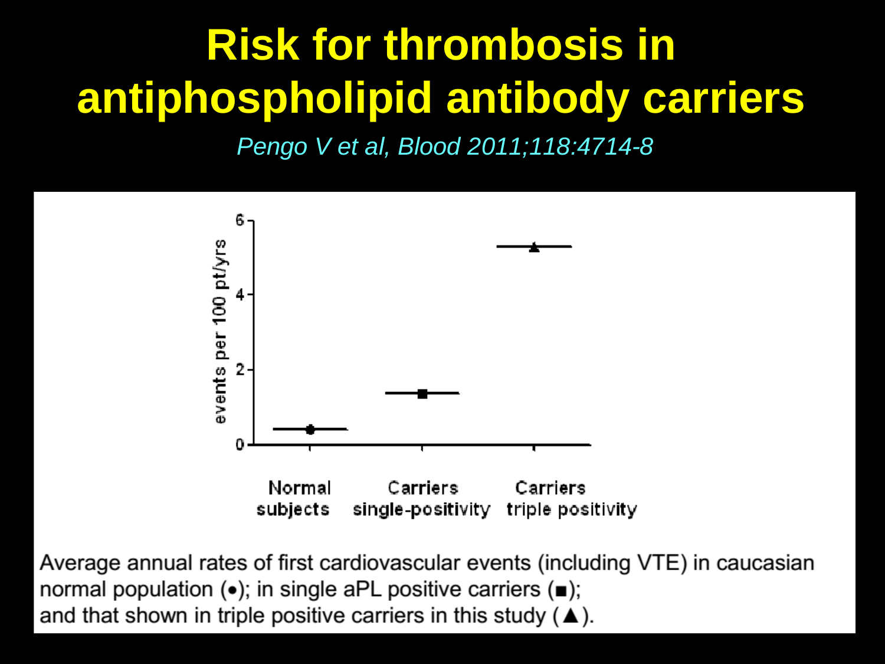# Risk for thrombosis in antiphospholipid antibody carriers

*Pengo V et al, Blood 2011;118:4714-8*

Average annual rates of first cardiovascular events (including VTE) in caucasian normal population (•); in single aPL positive carriers (■); and that shown in triple positive carriers in this study (▲).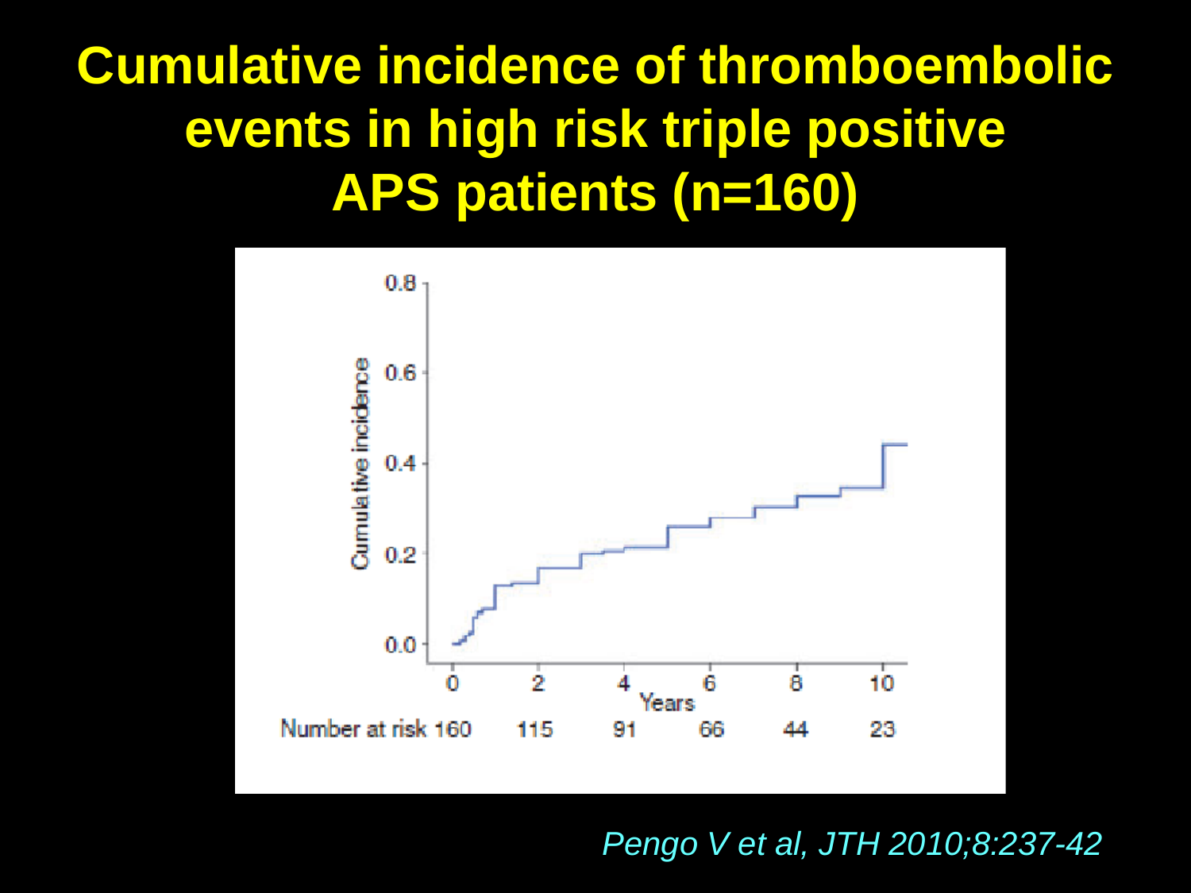# Cumulative incidence of thromboembolic events in high risk triple positive APS patients (n=160)

Cumulative incidence

Years

| Number at risk | 160 | 115 | 91 | 66 | 44 | 23 |
|---|---|---|---|---|---|---|

*Pengo V et al, JTH 2010;8:237-42*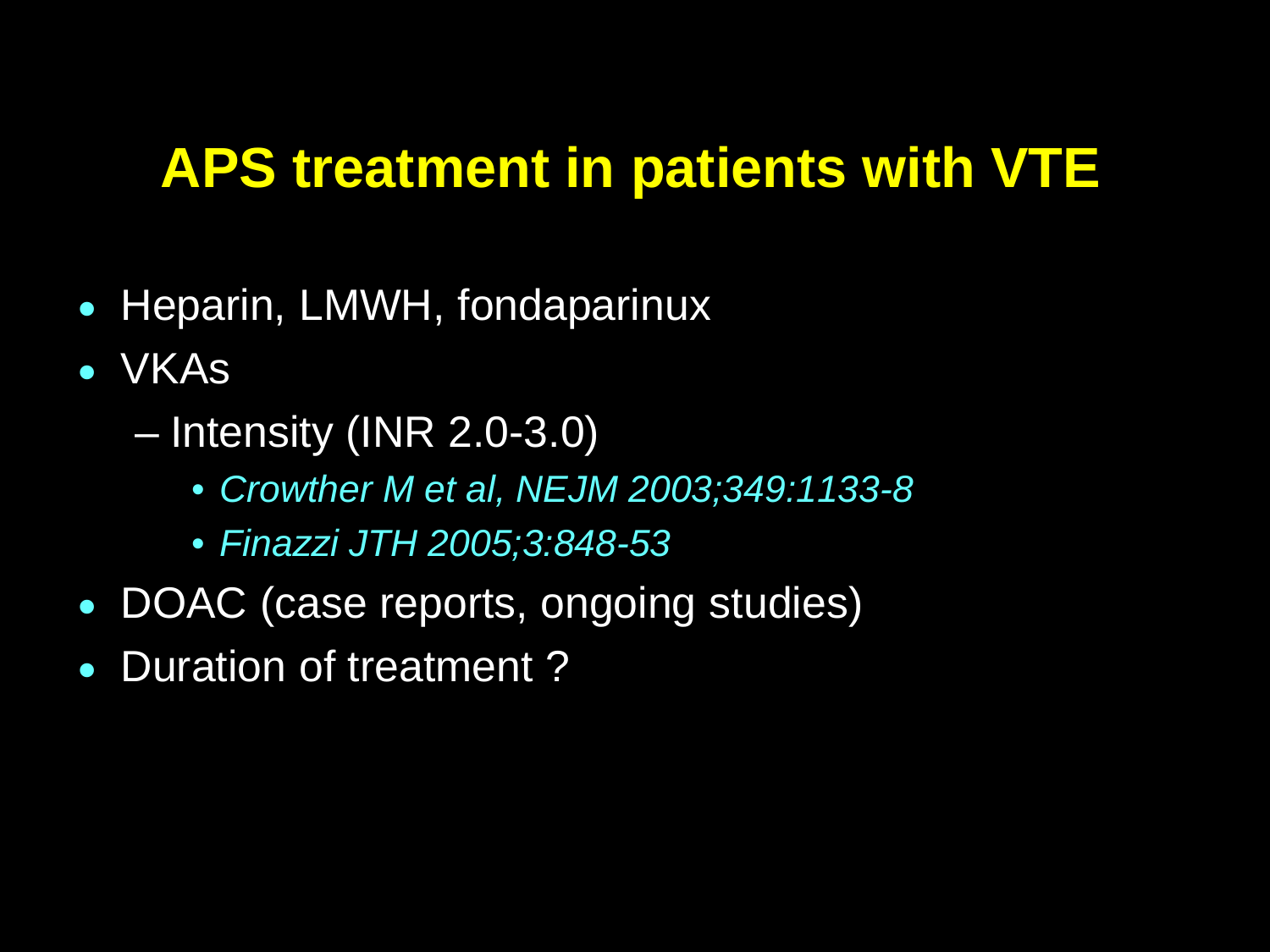# APS treatment in patients with VTE

- Heparin, LMWH, fondaparinux
- VKAs
  - Intensity (INR 2.0-3.0)
    - *Crowther M et al, NEJM 2003;349:1133-8*
    - *Finazzi JTH 2005;3:848-53*
- DOAC (case reports, ongoing studies)
- Duration of treatment ?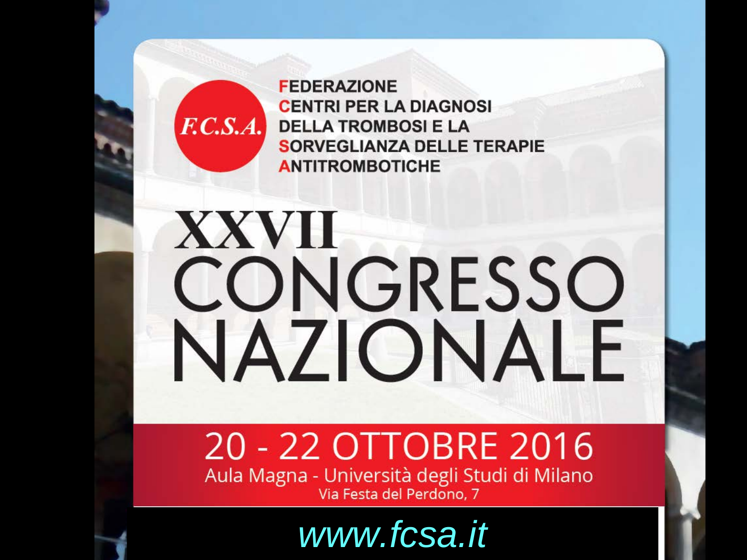F.C.S.A.

**FEDERAZIONE CENTRI PER LA DIAGNOSI DELLA TROMBOSI E LA SORVEGLIANZA DELLE TERAPIE ANTITROMBOTICHE**

# XXVII CONGRESSO NAZIONALE

## 20 - 22 OTTOBRE 2016

Aula Magna - Università degli Studi di Milano

Via Festa del Perdono, 7

www.fcsa.it